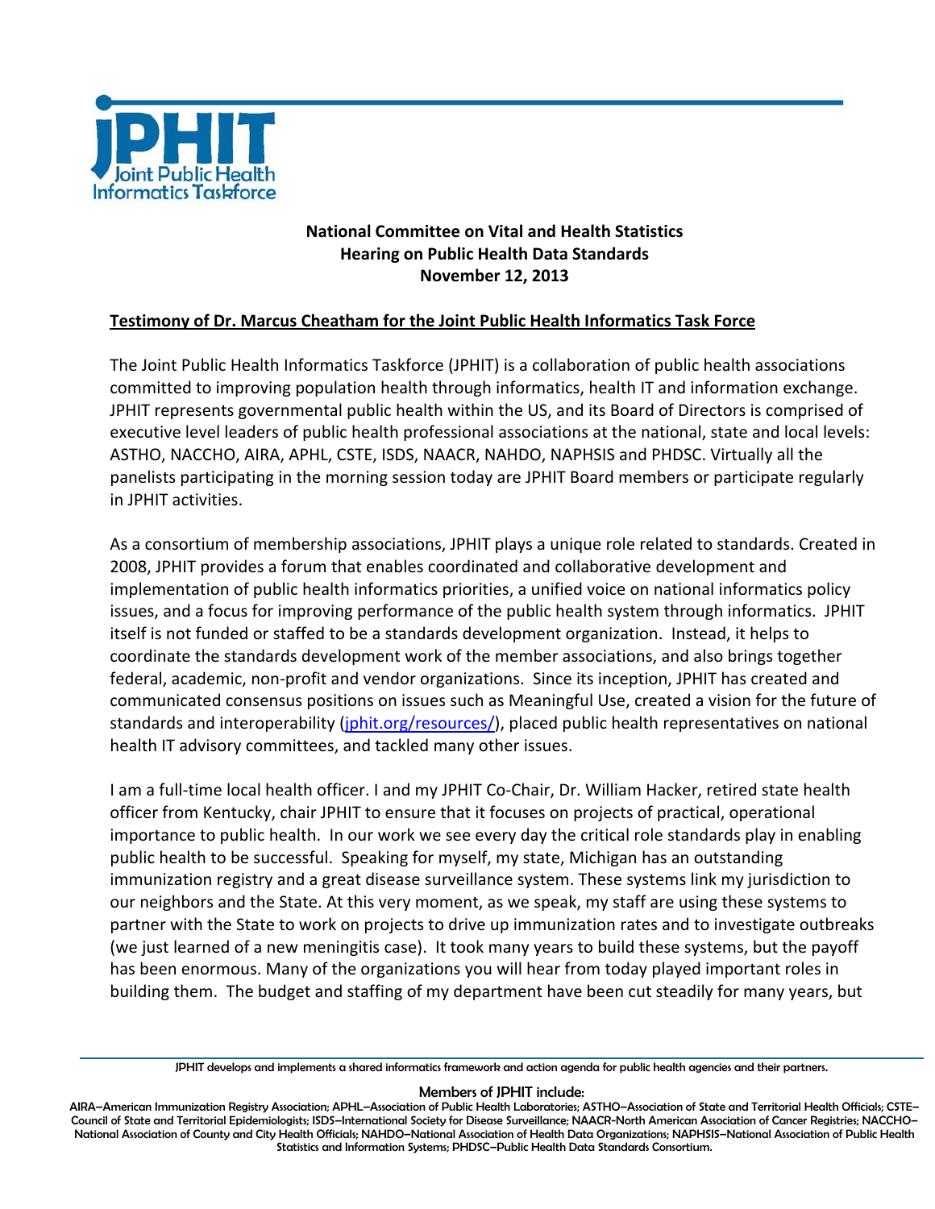**National Committee on Vital and Health Statistics**
**Hearing on Public Health Data Standards**
**November 12, 2013**

**Testimony of Dr. Marcus Cheatham for the Joint Public Health Informatics Task Force**

The Joint Public Health Informatics Taskforce (JPHIT) is a collaboration of public health associations committed to improving population health through informatics, health IT and information exchange. JPHIT represents governmental public health within the US, and its Board of Directors is comprised of executive level leaders of public health professional associations at the national, state and local levels: ASTHO, NACCHO, AIRA, APHL, CSTE, ISDS, NAACR, NAHDO, NAPHSIS and PHDSC. Virtually all the panelists participating in the morning session today are JPHIT Board members or participate regularly in JPHIT activities.

As a consortium of membership associations, JPHIT plays a unique role related to standards. Created in 2008, JPHIT provides a forum that enables coordinated and collaborative development and implementation of public health informatics priorities, a unified voice on national informatics policy issues, and a focus for improving performance of the public health system through informatics. JPHIT itself is not funded or staffed to be a standards development organization. Instead, it helps to coordinate the standards development work of the member associations, and also brings together federal, academic, non-profit and vendor organizations. Since its inception, JPHIT has created and communicated consensus positions on issues such as Meaningful Use, created a vision for the future of standards and interoperability (jphit.org/resources/), placed public health representatives on national health IT advisory committees, and tackled many other issues.

I am a full-time local health officer. I and my JPHIT Co-Chair, Dr. William Hacker, retired state health officer from Kentucky, chair JPHIT to ensure that it focuses on projects of practical, operational importance to public health. In our work we see every day the critical role standards play in enabling public health to be successful. Speaking for myself, my state, Michigan has an outstanding immunization registry and a great disease surveillance system. These systems link my jurisdiction to our neighbors and the State. At this very moment, as we speak, my staff are using these systems to partner with the State to work on projects to drive up immunization rates and to investigate outbreaks (we just learned of a new meningitis case). It took many years to build these systems, but the payoff has been enormous. Many of the organizations you will hear from today played important roles in building them. The budget and staffing of my department have been cut steadily for many years, but

JPHIT develops and implements a shared informatics framework and action agenda for public health agencies and their partners.

Members of JPHIT include:
AIRA–American Immunization Registry Association; APHL–Association of Public Health Laboratories; ASTHO–Association of State and Territorial Health Officials; CSTE–Council of State and Territorial Epidemiologists; ISDS–International Society for Disease Surveillance; NAACR-North American Association of Cancer Registries; NACCHO–National Association of County and City Health Officials; NAHDO–National Association of Health Data Organizations; NAPHSIS–National Association of Public Health Statistics and Information Systems; PHDSC–Public Health Data Standards Consortium.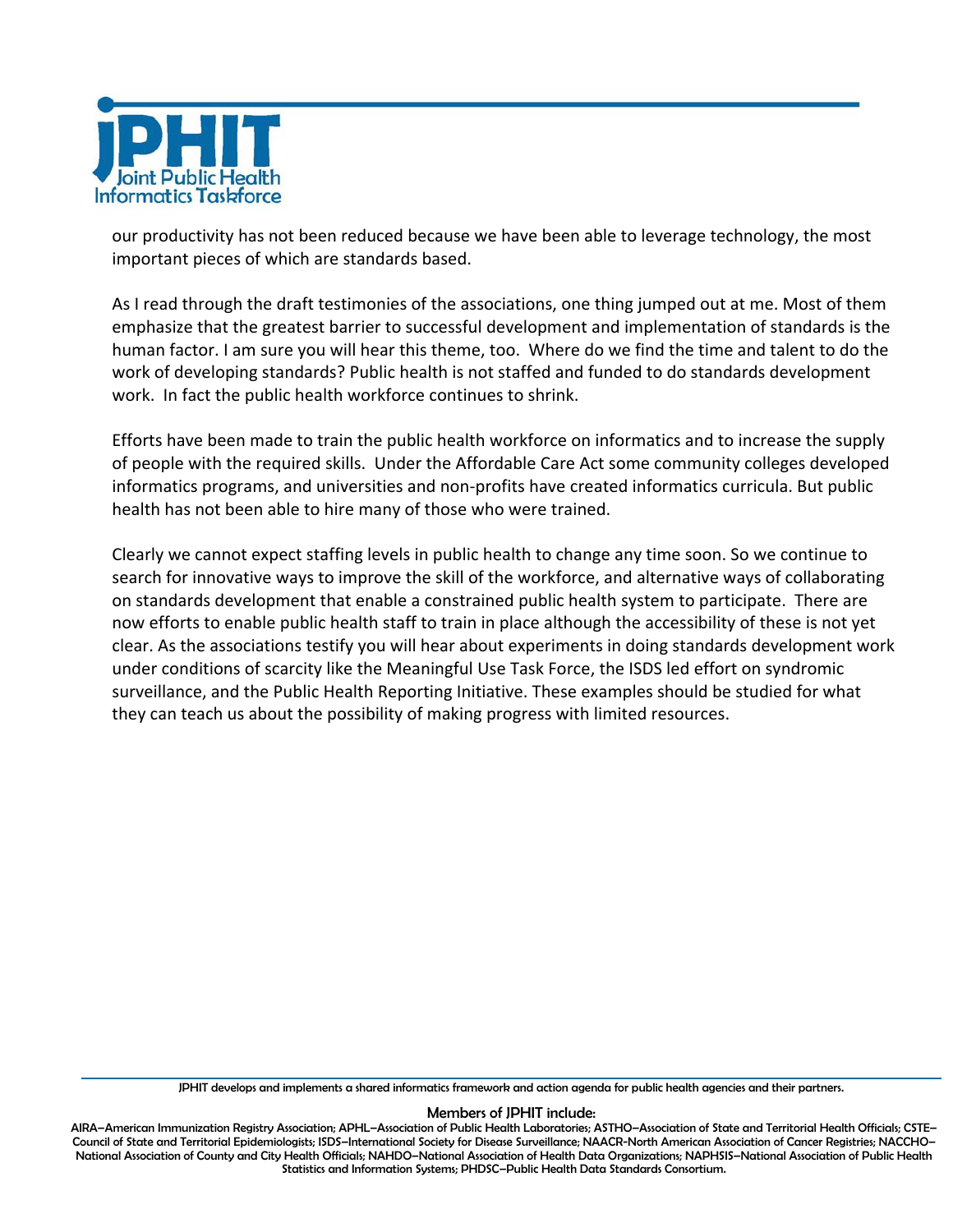our productivity has not been reduced because we have been able to leverage technology, the most important pieces of which are standards based.

As I read through the draft testimonies of the associations, one thing jumped out at me. Most of them emphasize that the greatest barrier to successful development and implementation of standards is the human factor. I am sure you will hear this theme, too. Where do we find the time and talent to do the work of developing standards? Public health is not staffed and funded to do standards development work. In fact the public health workforce continues to shrink.

Efforts have been made to train the public health workforce on informatics and to increase the supply of people with the required skills. Under the Affordable Care Act some community colleges developed informatics programs, and universities and non-profits have created informatics curricula. But public health has not been able to hire many of those who were trained.

Clearly we cannot expect staffing levels in public health to change any time soon. So we continue to search for innovative ways to improve the skill of the workforce, and alternative ways of collaborating on standards development that enable a constrained public health system to participate. There are now efforts to enable public health staff to train in place although the accessibility of these is not yet clear. As the associations testify you will hear about experiments in doing standards development work under conditions of scarcity like the Meaningful Use Task Force, the ISDS led effort on syndromic surveillance, and the Public Health Reporting Initiative. These examples should be studied for what they can teach us about the possibility of making progress with limited resources.